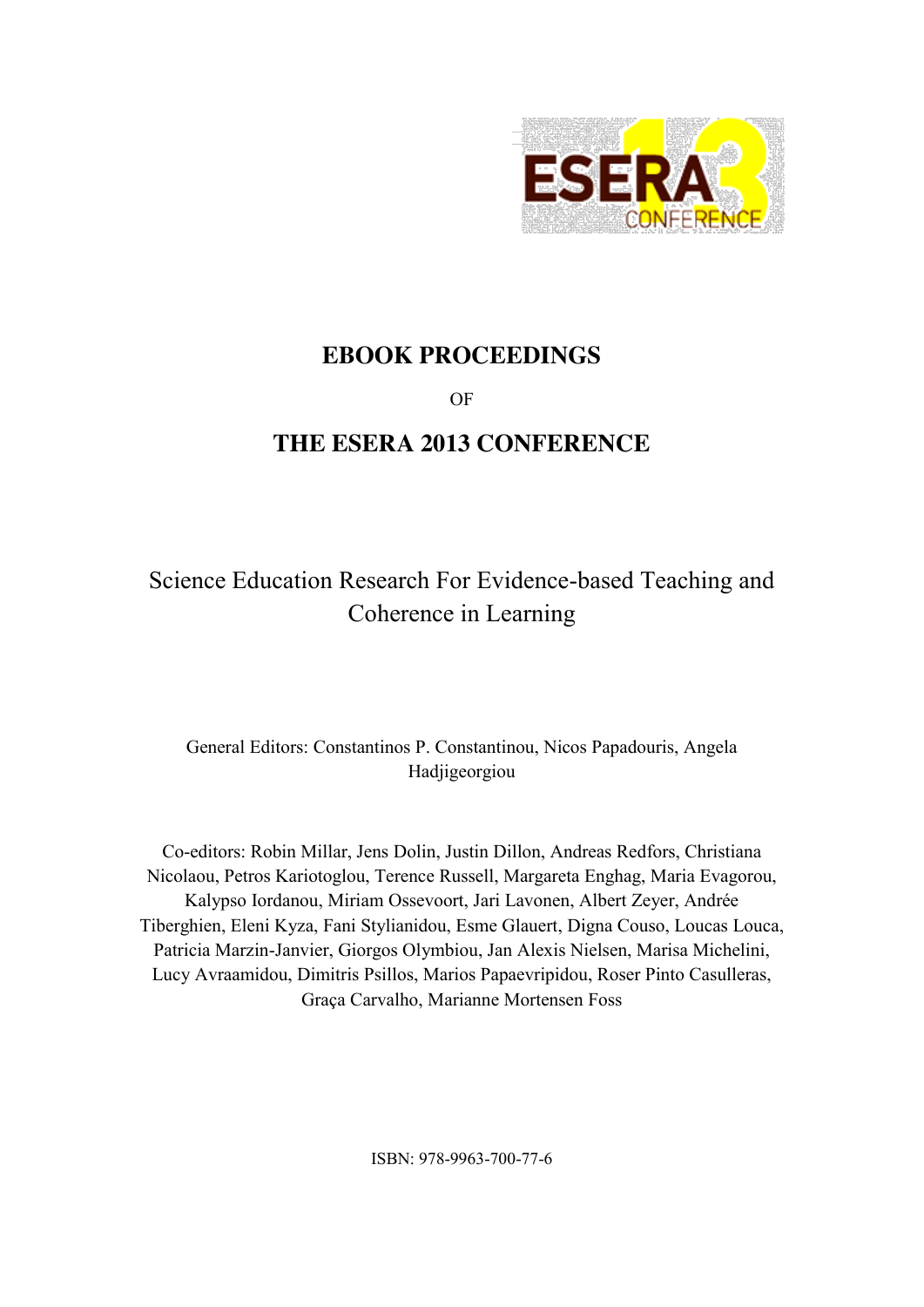# EBOOK PROCEEDINGS

OF

# THE ESERA 2013 CONFERENCE

Science Education Research For Evidence-based Teaching and Coherence in Learning

General Editors: Constantinos P. Constantinou, Nicos Papadouris, Angela Hadjigeorgiou

Co-editors: Robin Millar, Jens Dolin, Justin Dillon, Andreas Redfors, Christiana Nicolaou, Petros Kariotoglou, Terence Russell, Margareta Enghag, Maria Evagorou, Kalypso Iordanou, Miriam Ossevoort, Jari Lavonen, Albert Zeyer, Andrée Tiberghien, Eleni Kyza, Fani Stylianidou, Esme Glauert, Digna Couso, Loucas Louca, Patricia Marzin-Janvier, Giorgos Olymbiou, Jan Alexis Nielsen, Marisa Michelini, Lucy Avraamidou, Dimitris Psillos, Marios Papaevripidou, Roser Pinto Casulleras, Graça Carvalho, Marianne Mortensen Foss

ISBN: 978-9963-700-77-6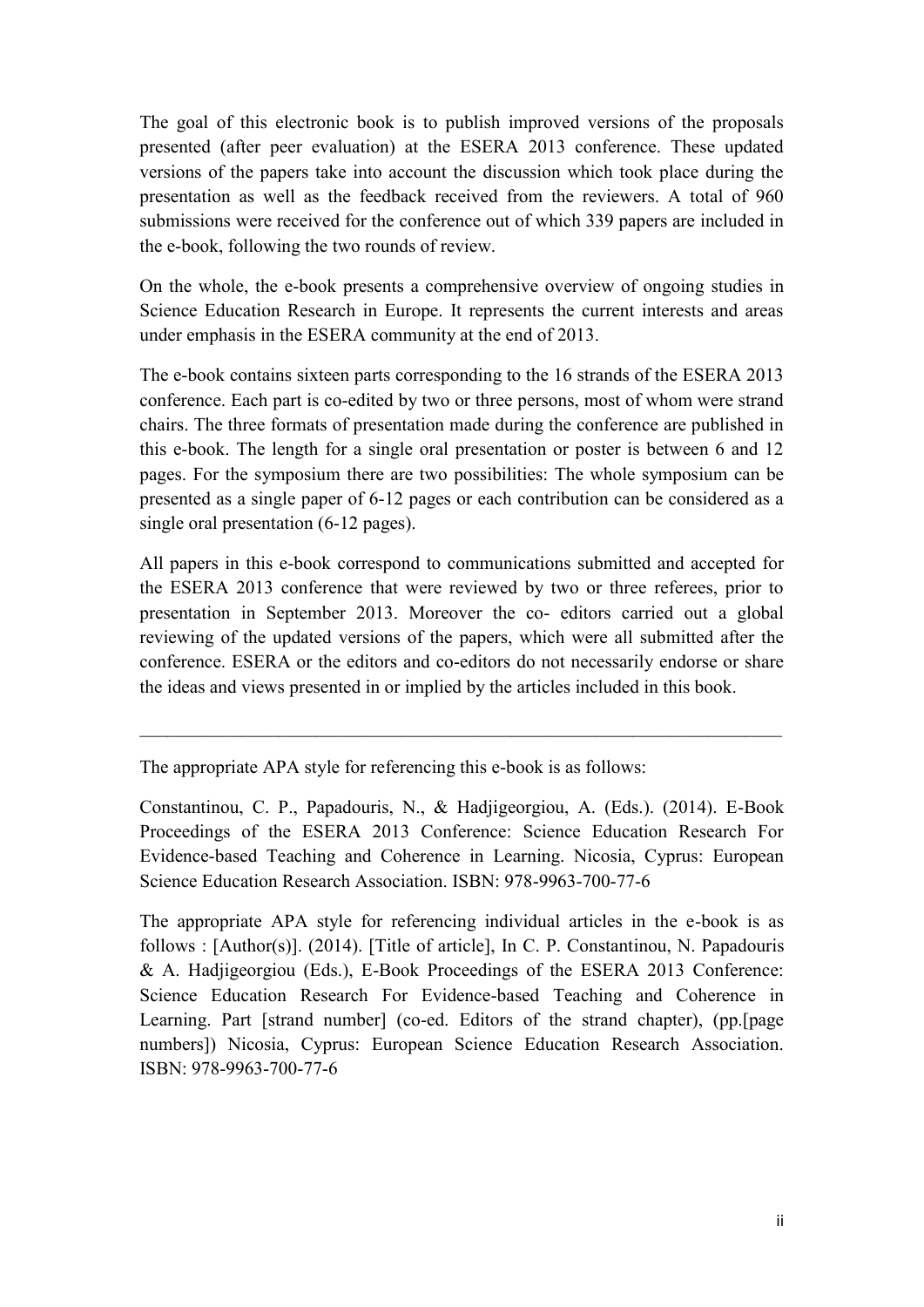The goal of this electronic book is to publish improved versions of the proposals presented (after peer evaluation) at the ESERA 2013 conference. These updated versions of the papers take into account the discussion which took place during the presentation as well as the feedback received from the reviewers. A total of 960 submissions were received for the conference out of which 339 papers are included in the e-book, following the two rounds of review.

On the whole, the e-book presents a comprehensive overview of ongoing studies in Science Education Research in Europe. It represents the current interests and areas under emphasis in the ESERA community at the end of 2013.

The e-book contains sixteen parts corresponding to the 16 strands of the ESERA 2013 conference. Each part is co-edited by two or three persons, most of whom were strand chairs. The three formats of presentation made during the conference are published in this e-book. The length for a single oral presentation or poster is between 6 and 12 pages. For the symposium there are two possibilities: The whole symposium can be presented as a single paper of 6-12 pages or each contribution can be considered as a single oral presentation (6-12 pages).

All papers in this e-book correspond to communications submitted and accepted for the ESERA 2013 conference that were reviewed by two or three referees, prior to presentation in September 2013. Moreover the co- editors carried out a global reviewing of the updated versions of the papers, which were all submitted after the conference. ESERA or the editors and co-editors do not necessarily endorse or share the ideas and views presented in or implied by the articles included in this book.

---

The appropriate APA style for referencing this e-book is as follows:

Constantinou, C. P., Papadouris, N., & Hadjigeorgiou, A. (Eds.). (2014). E-Book Proceedings of the ESERA 2013 Conference: Science Education Research For Evidence-based Teaching and Coherence in Learning. Nicosia, Cyprus: European Science Education Research Association. ISBN: 978-9963-700-77-6

The appropriate APA style for referencing individual articles in the e-book is as follows : [Author(s)]. (2014). [Title of article], In C. P. Constantinou, N. Papadouris & A. Hadjigeorgiou (Eds.), E-Book Proceedings of the ESERA 2013 Conference: Science Education Research For Evidence-based Teaching and Coherence in Learning. Part [strand number] (co-ed. Editors of the strand chapter), (pp.[page numbers]) Nicosia, Cyprus: European Science Education Research Association. ISBN: 978-9963-700-77-6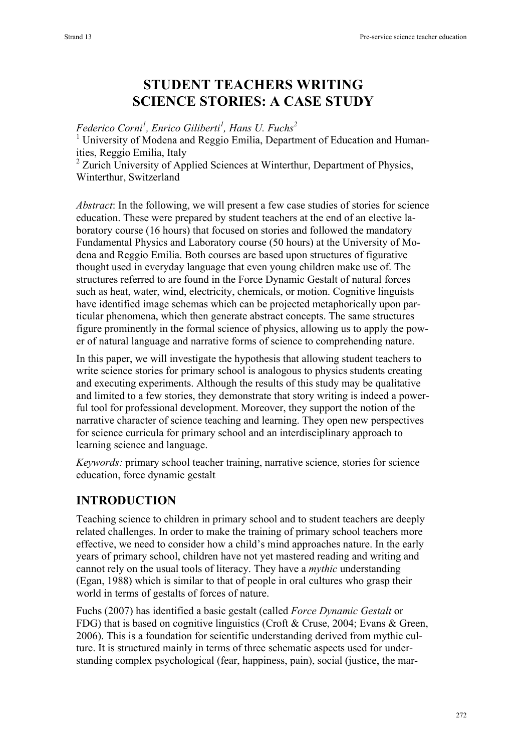# STUDENT TEACHERS WRITING SCIENCE STORIES: A CASE STUDY

*Federico Corni[1], Enrico Giliberti[1], Hans U. Fuchs[2]*

[1] University of Modena and Reggio Emilia, Department of Education and Humanities, Reggio Emilia, Italy

[2] Zurich University of Applied Sciences at Winterthur, Department of Physics, Winterthur, Switzerland

*Abstract*: In the following, we will present a few case studies of stories for science education. These were prepared by student teachers at the end of an elective laboratory course (16 hours) that focused on stories and followed the mandatory Fundamental Physics and Laboratory course (50 hours) at the University of Modena and Reggio Emilia. Both courses are based upon structures of figurative thought used in everyday language that even young children make use of. The structures referred to are found in the Force Dynamic Gestalt of natural forces such as heat, water, wind, electricity, chemicals, or motion. Cognitive linguists have identified image schemas which can be projected metaphorically upon particular phenomena, which then generate abstract concepts. The same structures figure prominently in the formal science of physics, allowing us to apply the power of natural language and narrative forms of science to comprehending nature.

In this paper, we will investigate the hypothesis that allowing student teachers to write science stories for primary school is analogous to physics students creating and executing experiments. Although the results of this study may be qualitative and limited to a few stories, they demonstrate that story writing is indeed a powerful tool for professional development. Moreover, they support the notion of the narrative character of science teaching and learning. They open new perspectives for science curricula for primary school and an interdisciplinary approach to learning science and language.

*Keywords:* primary school teacher training, narrative science, stories for science education, force dynamic gestalt

## INTRODUCTION

Teaching science to children in primary school and to student teachers are deeply related challenges. In order to make the training of primary school teachers more effective, we need to consider how a child's mind approaches nature. In the early years of primary school, children have not yet mastered reading and writing and cannot rely on the usual tools of literacy. They have a *mythic* understanding (Egan, 1988) which is similar to that of people in oral cultures who grasp their world in terms of gestalts of forces of nature.

Fuchs (2007) has identified a basic gestalt (called *Force Dynamic Gestalt* or FDG) that is based on cognitive linguistics (Croft & Cruse, 2004; Evans & Green, 2006). This is a foundation for scientific understanding derived from mythic culture. It is structured mainly in terms of three schematic aspects used for understanding complex psychological (fear, happiness, pain), social (justice, the mar-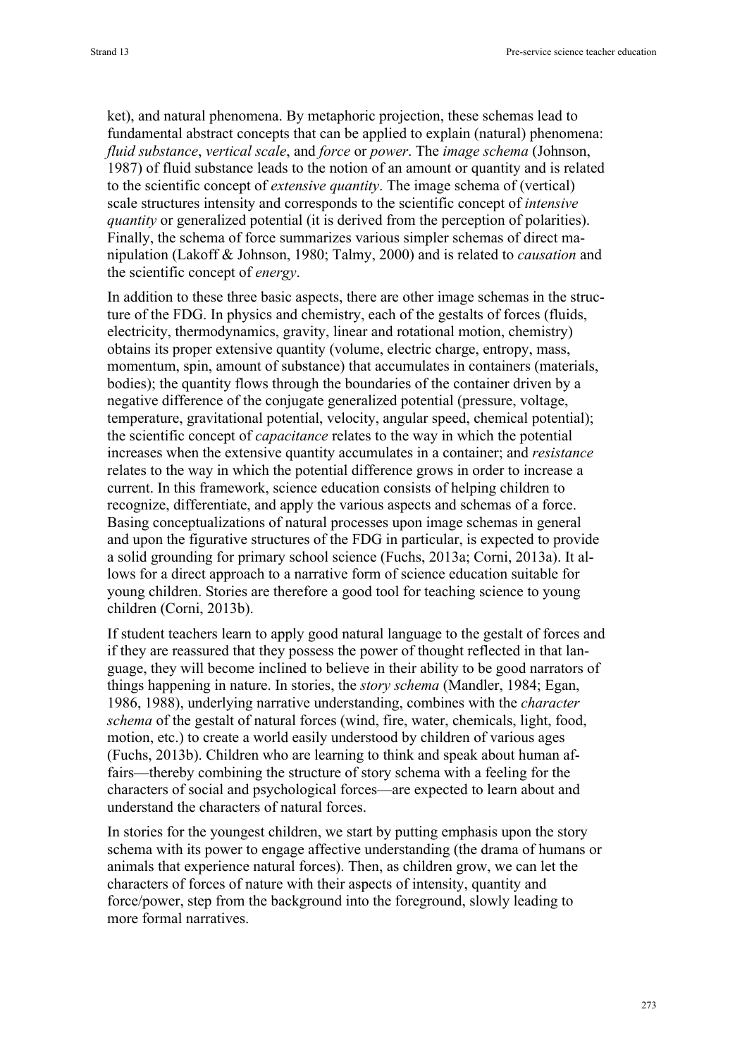ket), and natural phenomena. By metaphoric projection, these schemas lead to fundamental abstract concepts that can be applied to explain (natural) phenomena: *fluid substance*, *vertical scale*, and *force* or *power*. The *image schema* (Johnson, 1987) of fluid substance leads to the notion of an amount or quantity and is related to the scientific concept of *extensive quantity*. The image schema of (vertical) scale structures intensity and corresponds to the scientific concept of *intensive quantity* or generalized potential (it is derived from the perception of polarities). Finally, the schema of force summarizes various simpler schemas of direct manipulation (Lakoff & Johnson, 1980; Talmy, 2000) and is related to *causation* and the scientific concept of *energy*.

In addition to these three basic aspects, there are other image schemas in the structure of the FDG. In physics and chemistry, each of the gestalts of forces (fluids, electricity, thermodynamics, gravity, linear and rotational motion, chemistry) obtains its proper extensive quantity (volume, electric charge, entropy, mass, momentum, spin, amount of substance) that accumulates in containers (materials, bodies); the quantity flows through the boundaries of the container driven by a negative difference of the conjugate generalized potential (pressure, voltage, temperature, gravitational potential, velocity, angular speed, chemical potential); the scientific concept of *capacitance* relates to the way in which the potential increases when the extensive quantity accumulates in a container; and *resistance* relates to the way in which the potential difference grows in order to increase a current. In this framework, science education consists of helping children to recognize, differentiate, and apply the various aspects and schemas of a force. Basing conceptualizations of natural processes upon image schemas in general and upon the figurative structures of the FDG in particular, is expected to provide a solid grounding for primary school science (Fuchs, 2013a; Corni, 2013a). It allows for a direct approach to a narrative form of science education suitable for young children. Stories are therefore a good tool for teaching science to young children (Corni, 2013b).

If student teachers learn to apply good natural language to the gestalt of forces and if they are reassured that they possess the power of thought reflected in that language, they will become inclined to believe in their ability to be good narrators of things happening in nature. In stories, the *story schema* (Mandler, 1984; Egan, 1986, 1988), underlying narrative understanding, combines with the *character schema* of the gestalt of natural forces (wind, fire, water, chemicals, light, food, motion, etc.) to create a world easily understood by children of various ages (Fuchs, 2013b). Children who are learning to think and speak about human affairs—thereby combining the structure of story schema with a feeling for the characters of social and psychological forces—are expected to learn about and understand the characters of natural forces.

In stories for the youngest children, we start by putting emphasis upon the story schema with its power to engage affective understanding (the drama of humans or animals that experience natural forces). Then, as children grow, we can let the characters of forces of nature with their aspects of intensity, quantity and force/power, step from the background into the foreground, slowly leading to more formal narratives.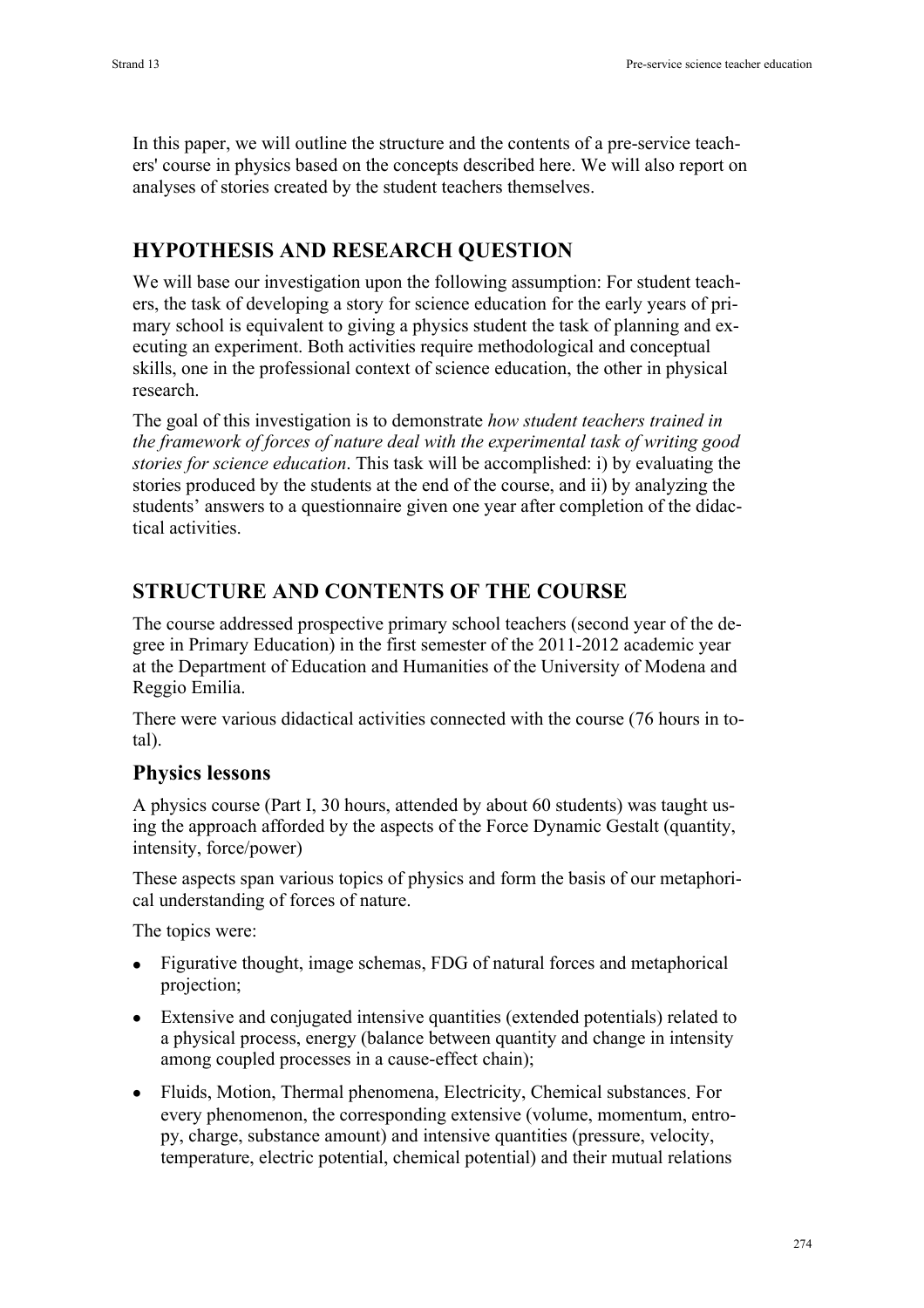In this paper, we will outline the structure and the contents of a pre-service teachers' course in physics based on the concepts described here. We will also report on analyses of stories created by the student teachers themselves.

## HYPOTHESIS AND RESEARCH QUESTION

We will base our investigation upon the following assumption: For student teachers, the task of developing a story for science education for the early years of primary school is equivalent to giving a physics student the task of planning and executing an experiment. Both activities require methodological and conceptual skills, one in the professional context of science education, the other in physical research.

The goal of this investigation is to demonstrate *how student teachers trained in the framework of forces of nature deal with the experimental task of writing good stories for science education*. This task will be accomplished: i) by evaluating the stories produced by the students at the end of the course, and ii) by analyzing the students' answers to a questionnaire given one year after completion of the didactical activities.

## STRUCTURE AND CONTENTS OF THE COURSE

The course addressed prospective primary school teachers (second year of the degree in Primary Education) in the first semester of the 2011-2012 academic year at the Department of Education and Humanities of the University of Modena and Reggio Emilia.

There were various didactical activities connected with the course (76 hours in total).

### Physics lessons

A physics course (Part I, 30 hours, attended by about 60 students) was taught using the approach afforded by the aspects of the Force Dynamic Gestalt (quantity, intensity, force/power)

These aspects span various topics of physics and form the basis of our metaphorical understanding of forces of nature.

The topics were:

- Figurative thought, image schemas, FDG of natural forces and metaphorical projection;
- Extensive and conjugated intensive quantities (extended potentials) related to a physical process, energy (balance between quantity and change in intensity among coupled processes in a cause-effect chain);
- Fluids, Motion, Thermal phenomena, Electricity, Chemical substances. For every phenomenon, the corresponding extensive (volume, momentum, entropy, charge, substance amount) and intensive quantities (pressure, velocity, temperature, electric potential, chemical potential) and their mutual relations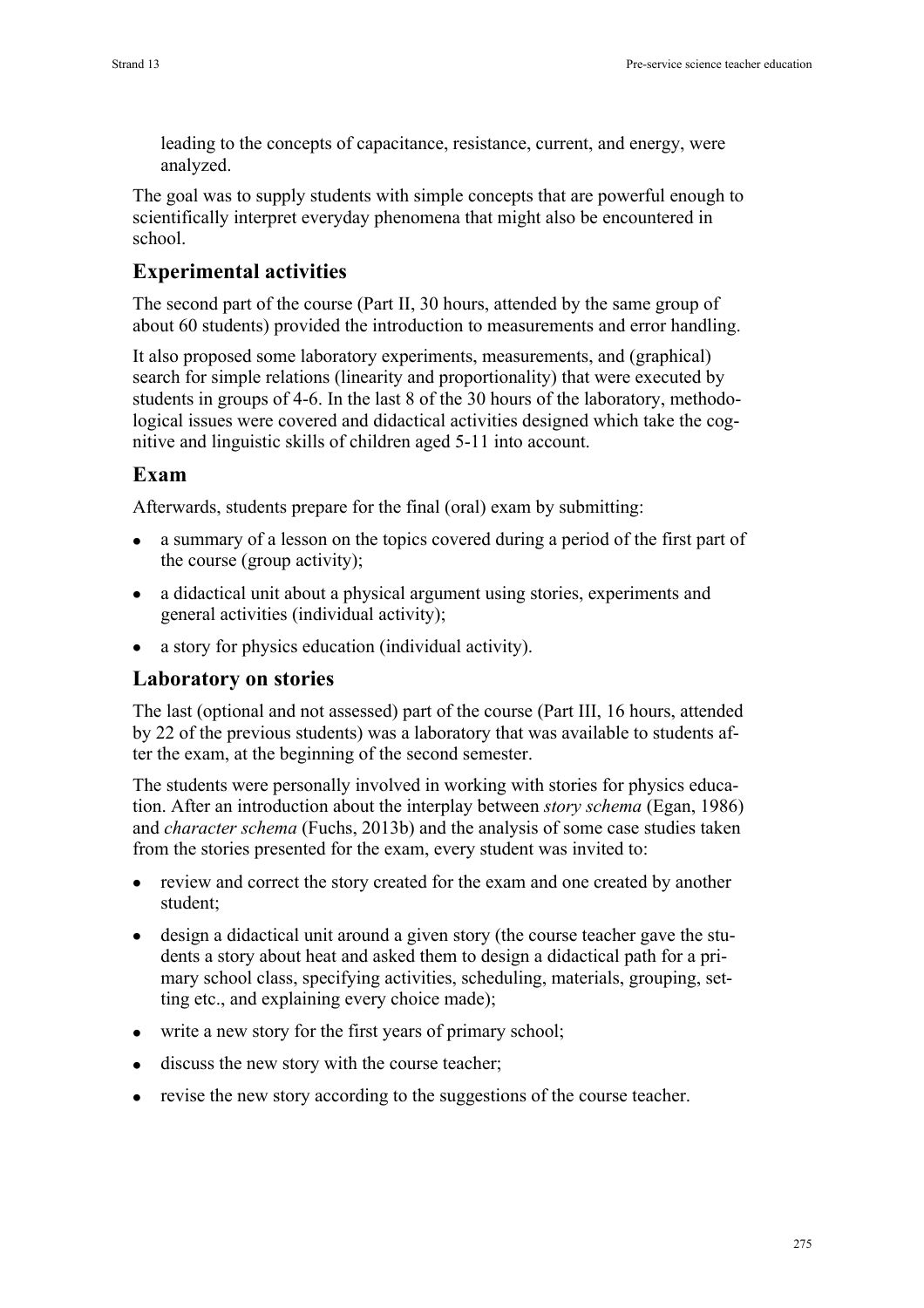leading to the concepts of capacitance, resistance, current, and energy, were analyzed.

The goal was to supply students with simple concepts that are powerful enough to scientifically interpret everyday phenomena that might also be encountered in school.

## Experimental activities

The second part of the course (Part II, 30 hours, attended by the same group of about 60 students) provided the introduction to measurements and error handling.

It also proposed some laboratory experiments, measurements, and (graphical) search for simple relations (linearity and proportionality) that were executed by students in groups of 4-6. In the last 8 of the 30 hours of the laboratory, methodological issues were covered and didactical activities designed which take the cognitive and linguistic skills of children aged 5-11 into account.

## Exam

Afterwards, students prepare for the final (oral) exam by submitting:

- a summary of a lesson on the topics covered during a period of the first part of the course (group activity);
- a didactical unit about a physical argument using stories, experiments and general activities (individual activity);
- a story for physics education (individual activity).

## Laboratory on stories

The last (optional and not assessed) part of the course (Part III, 16 hours, attended by 22 of the previous students) was a laboratory that was available to students after the exam, at the beginning of the second semester.

The students were personally involved in working with stories for physics education. After an introduction about the interplay between *story schema* (Egan, 1986) and *character schema* (Fuchs, 2013b) and the analysis of some case studies taken from the stories presented for the exam, every student was invited to:

- review and correct the story created for the exam and one created by another student;
- design a didactical unit around a given story (the course teacher gave the students a story about heat and asked them to design a didactical path for a primary school class, specifying activities, scheduling, materials, grouping, setting etc., and explaining every choice made);
- write a new story for the first years of primary school;
- discuss the new story with the course teacher;
- revise the new story according to the suggestions of the course teacher.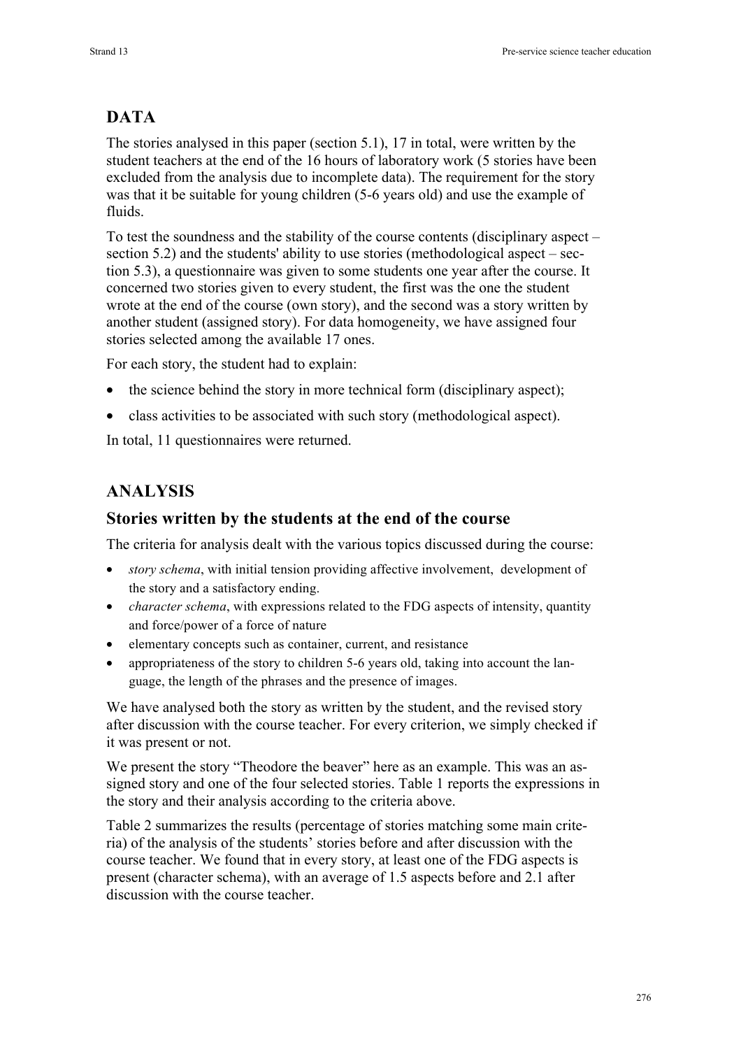## DATA

The stories analysed in this paper (section 5.1), 17 in total, were written by the student teachers at the end of the 16 hours of laboratory work (5 stories have been excluded from the analysis due to incomplete data). The requirement for the story was that it be suitable for young children (5-6 years old) and use the example of fluids.

To test the soundness and the stability of the course contents (disciplinary aspect – section 5.2) and the students' ability to use stories (methodological aspect – section 5.3), a questionnaire was given to some students one year after the course. It concerned two stories given to every student, the first was the one the student wrote at the end of the course (own story), and the second was a story written by another student (assigned story). For data homogeneity, we have assigned four stories selected among the available 17 ones.

For each story, the student had to explain:

- the science behind the story in more technical form (disciplinary aspect);
- class activities to be associated with such story (methodological aspect).

In total, 11 questionnaires were returned.

## ANALYSIS

### Stories written by the students at the end of the course

The criteria for analysis dealt with the various topics discussed during the course:

- *story schema*, with initial tension providing affective involvement, development of the story and a satisfactory ending.
- *character schema*, with expressions related to the FDG aspects of intensity, quantity and force/power of a force of nature
- elementary concepts such as container, current, and resistance
- appropriateness of the story to children 5-6 years old, taking into account the language, the length of the phrases and the presence of images.

We have analysed both the story as written by the student, and the revised story after discussion with the course teacher. For every criterion, we simply checked if it was present or not.

We present the story "Theodore the beaver" here as an example. This was an assigned story and one of the four selected stories. Table 1 reports the expressions in the story and their analysis according to the criteria above.

Table 2 summarizes the results (percentage of stories matching some main criteria) of the analysis of the students' stories before and after discussion with the course teacher. We found that in every story, at least one of the FDG aspects is present (character schema), with an average of 1.5 aspects before and 2.1 after discussion with the course teacher.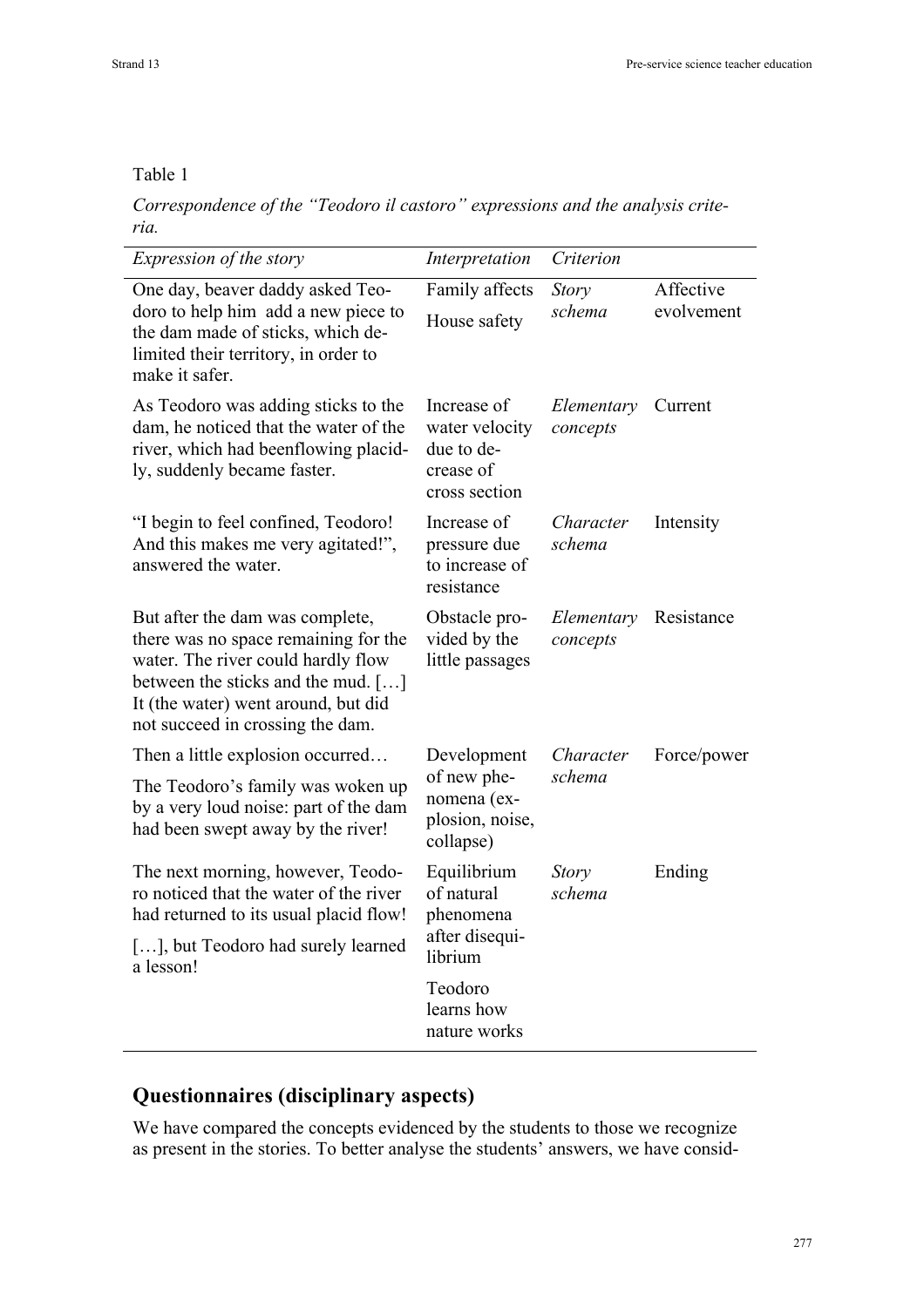Table 1

*Correspondence of the "Teodoro il castoro" expressions and the analysis criteria.*

| *Expression of the story* | *Interpretation* | *Criterion* | |
|---|---|---|---|
| One day, beaver daddy asked Teodoro to help him add a new piece to the dam made of sticks, which delimited their territory, in order to make it safer. | Family affects<br>House safety | *Story schema* | Affective evolvement |
| As Teodoro was adding sticks to the dam, he noticed that the water of the river, which had beenflowing placidly, suddenly became faster. | Increase of water velocity due to decrease of cross section | *Elementary concepts* | Current |
| "I begin to feel confined, Teodoro! And this makes me very agitated!", answered the water. | Increase of pressure due to increase of resistance | *Character schema* | Intensity |
| But after the dam was complete, there was no space remaining for the water. The river could hardly flow between the sticks and the mud. […] It (the water) went around, but did not succeed in crossing the dam. | Obstacle provided by the little passages | *Elementary concepts* | Resistance |
| Then a little explosion occurred…<br>The Teodoro's family was woken up by a very loud noise: part of the dam had been swept away by the river! | Development of new phenomena (explosion, noise, collapse) | *Character schema* | Force/power |
| The next morning, however, Teodoro noticed that the water of the river had returned to its usual placid flow!<br>[…], but Teodoro had surely learned a lesson! | Equilibrium of natural phenomena after disequilibrium<br>Teodoro learns how nature works | *Story schema* | Ending |

## Questionnaires (disciplinary aspects)

We have compared the concepts evidenced by the students to those we recognize as present in the stories. To better analyse the students' answers, we have consid-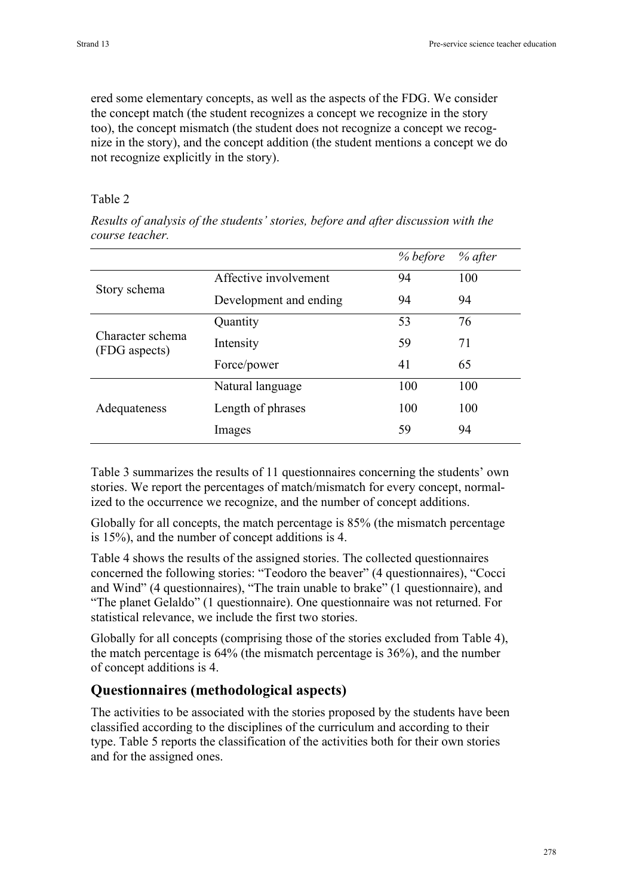ered some elementary concepts, as well as the aspects of the FDG. We consider the concept match (the student recognizes a concept we recognize in the story too), the concept mismatch (the student does not recognize a concept we recognize in the story), and the concept addition (the student mentions a concept we do not recognize explicitly in the story).

Table 2

*Results of analysis of the students' stories, before and after discussion with the course teacher.*

| | | *% before* | *% after* |
|---|---|---|---|
| Story schema | Affective involvement | 94 | 100 |
| | Development and ending | 94 | 94 |
| Character schema (FDG aspects) | Quantity | 53 | 76 |
| | Intensity | 59 | 71 |
| | Force/power | 41 | 65 |
| Adequateness | Natural language | 100 | 100 |
| | Length of phrases | 100 | 100 |
| | Images | 59 | 94 |

Table 3 summarizes the results of 11 questionnaires concerning the students' own stories. We report the percentages of match/mismatch for every concept, normalized to the occurrence we recognize, and the number of concept additions.

Globally for all concepts, the match percentage is 85% (the mismatch percentage is 15%), and the number of concept additions is 4.

Table 4 shows the results of the assigned stories. The collected questionnaires concerned the following stories: "Teodoro the beaver" (4 questionnaires), "Cocci and Wind" (4 questionnaires), "The train unable to brake" (1 questionnaire), and "The planet Gelaldo" (1 questionnaire). One questionnaire was not returned. For statistical relevance, we include the first two stories.

Globally for all concepts (comprising those of the stories excluded from Table 4), the match percentage is 64% (the mismatch percentage is 36%), and the number of concept additions is 4.

## Questionnaires (methodological aspects)

The activities to be associated with the stories proposed by the students have been classified according to the disciplines of the curriculum and according to their type. Table 5 reports the classification of the activities both for their own stories and for the assigned ones.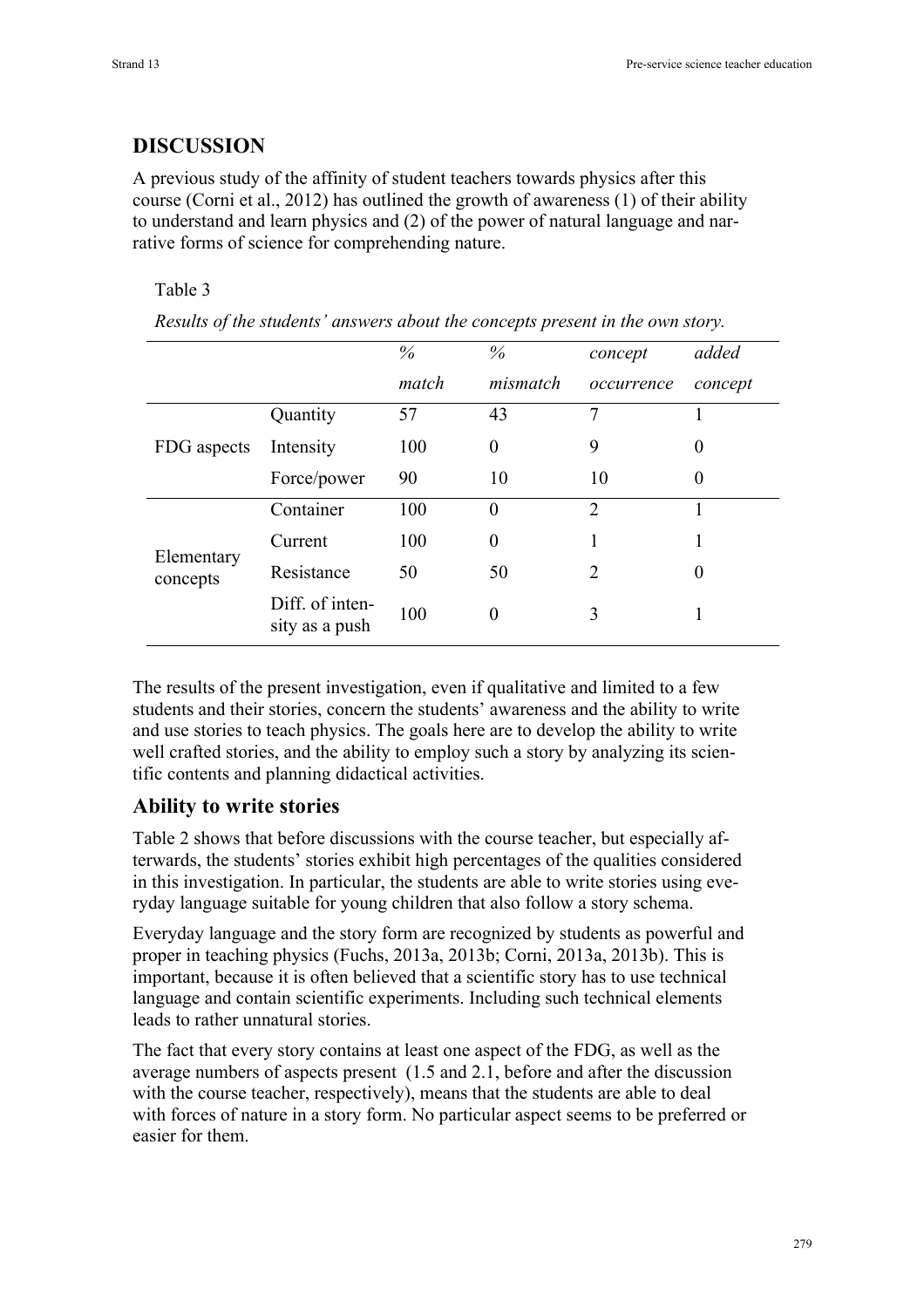## DISCUSSION

A previous study of the affinity of student teachers towards physics after this course (Corni et al., 2012) has outlined the growth of awareness (1) of their ability to understand and learn physics and (2) of the power of natural language and narrative forms of science for comprehending nature.

Table 3

*Results of the students' answers about the concepts present in the own story.*

| | | *% match* | *% mismatch* | *concept occurrence* | *added concept* |
|---|---|---|---|---|---|
| FDG aspects | Quantity | 57 | 43 | 7 | 1 |
| | Intensity | 100 | 0 | 9 | 0 |
| | Force/power | 90 | 10 | 10 | 0 |
| Elementary concepts | Container | 100 | 0 | 2 | 1 |
| | Current | 100 | 0 | 1 | 1 |
| | Resistance | 50 | 50 | 2 | 0 |
| | Diff. of intensity as a push | 100 | 0 | 3 | 1 |

The results of the present investigation, even if qualitative and limited to a few students and their stories, concern the students' awareness and the ability to write and use stories to teach physics. The goals here are to develop the ability to write well crafted stories, and the ability to employ such a story by analyzing its scientific contents and planning didactical activities.

### Ability to write stories

Table 2 shows that before discussions with the course teacher, but especially afterwards, the students' stories exhibit high percentages of the qualities considered in this investigation. In particular, the students are able to write stories using everyday language suitable for young children that also follow a story schema.

Everyday language and the story form are recognized by students as powerful and proper in teaching physics (Fuchs, 2013a, 2013b; Corni, 2013a, 2013b). This is important, because it is often believed that a scientific story has to use technical language and contain scientific experiments. Including such technical elements leads to rather unnatural stories.

The fact that every story contains at least one aspect of the FDG, as well as the average numbers of aspects present (1.5 and 2.1, before and after the discussion with the course teacher, respectively), means that the students are able to deal with forces of nature in a story form. No particular aspect seems to be preferred or easier for them.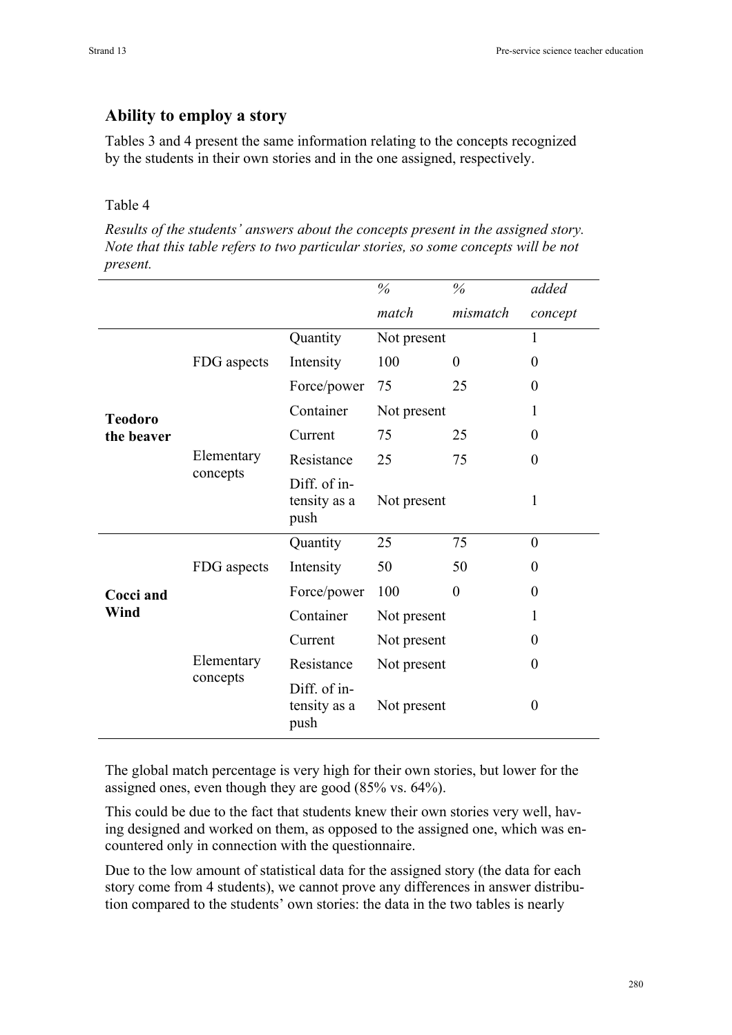## Ability to employ a story

Tables 3 and 4 present the same information relating to the concepts recognized by the students in their own stories and in the one assigned, respectively.

Table 4

*Results of the students' answers about the concepts present in the assigned story. Note that this table refers to two particular stories, so some concepts will be not present.*

| | | | *% match* | *% mismatch* | *added concept* |
|---|---|---|---|---|---|
| **Teodoro the beaver** | FDG aspects | Quantity | Not present | | 1 |
| | | Intensity | 100 | 0 | 0 |
| | | Force/power | 75 | 25 | 0 |
| | Elementary concepts | Container | Not present | | 1 |
| | | Current | 75 | 25 | 0 |
| | | Resistance | 25 | 75 | 0 |
| | | Diff. of intensity as a push | Not present | | 1 |
| **Cocci and Wind** | FDG aspects | Quantity | 25 | 75 | 0 |
| | | Intensity | 50 | 50 | 0 |
| | | Force/power | 100 | 0 | 0 |
| | Elementary concepts | Container | Not present | | 1 |
| | | Current | Not present | | 0 |
| | | Resistance | Not present | | 0 |
| | | Diff. of intensity as a push | Not present | | 0 |

The global match percentage is very high for their own stories, but lower for the assigned ones, even though they are good (85% vs. 64%).

This could be due to the fact that students knew their own stories very well, having designed and worked on them, as opposed to the assigned one, which was encountered only in connection with the questionnaire.

Due to the low amount of statistical data for the assigned story (the data for each story come from 4 students), we cannot prove any differences in answer distribution compared to the students' own stories: the data in the two tables is nearly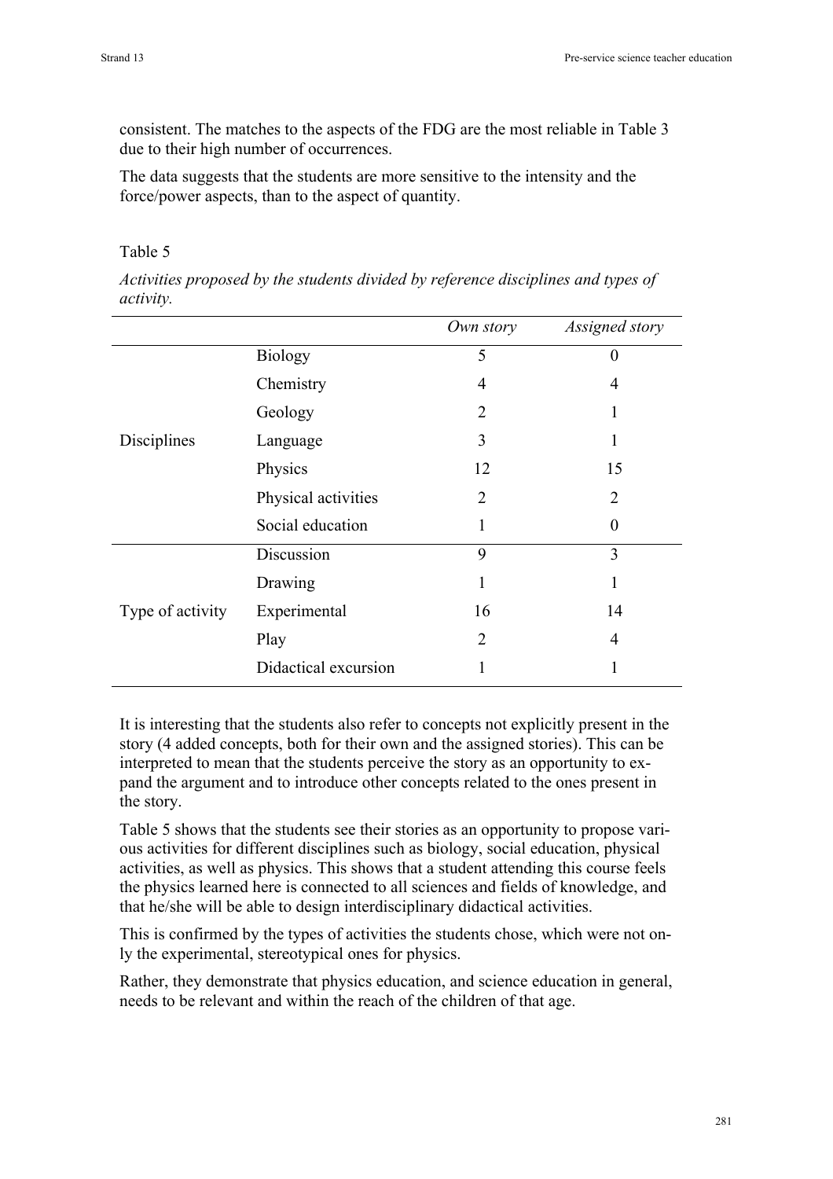consistent. The matches to the aspects of the FDG are the most reliable in Table 3 due to their high number of occurrences.

The data suggests that the students are more sensitive to the intensity and the force/power aspects, than to the aspect of quantity.

Table 5

*Activities proposed by the students divided by reference disciplines and types of activity.*

| | | *Own story* | *Assigned story* |
|---|---|---|---|
| Disciplines | Biology | 5 | 0 |
| | Chemistry | 4 | 4 |
| | Geology | 2 | 1 |
| | Language | 3 | 1 |
| | Physics | 12 | 15 |
| | Physical activities | 2 | 2 |
| | Social education | 1 | 0 |
| Type of activity | Discussion | 9 | 3 |
| | Drawing | 1 | 1 |
| | Experimental | 16 | 14 |
| | Play | 2 | 4 |
| | Didactical excursion | 1 | 1 |

It is interesting that the students also refer to concepts not explicitly present in the story (4 added concepts, both for their own and the assigned stories). This can be interpreted to mean that the students perceive the story as an opportunity to expand the argument and to introduce other concepts related to the ones present in the story.

Table 5 shows that the students see their stories as an opportunity to propose various activities for different disciplines such as biology, social education, physical activities, as well as physics. This shows that a student attending this course feels the physics learned here is connected to all sciences and fields of knowledge, and that he/she will be able to design interdisciplinary didactical activities.

This is confirmed by the types of activities the students chose, which were not only the experimental, stereotypical ones for physics.

Rather, they demonstrate that physics education, and science education in general, needs to be relevant and within the reach of the children of that age.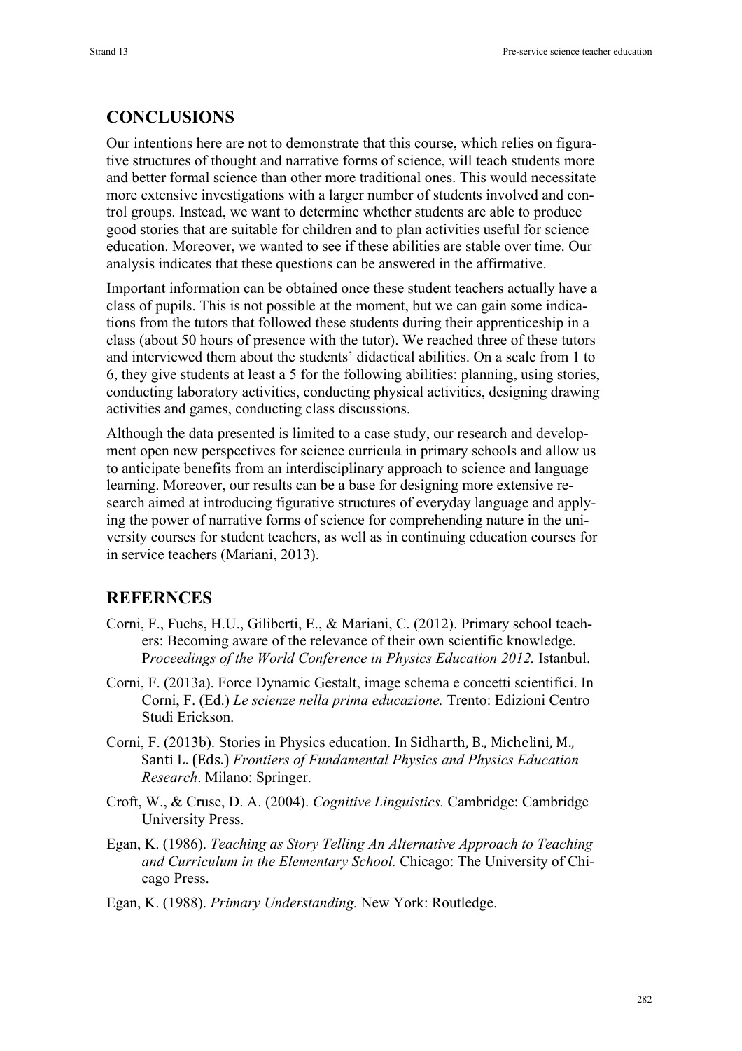## CONCLUSIONS

Our intentions here are not to demonstrate that this course, which relies on figurative structures of thought and narrative forms of science, will teach students more and better formal science than other more traditional ones. This would necessitate more extensive investigations with a larger number of students involved and control groups. Instead, we want to determine whether students are able to produce good stories that are suitable for children and to plan activities useful for science education. Moreover, we wanted to see if these abilities are stable over time. Our analysis indicates that these questions can be answered in the affirmative.

Important information can be obtained once these student teachers actually have a class of pupils. This is not possible at the moment, but we can gain some indications from the tutors that followed these students during their apprenticeship in a class (about 50 hours of presence with the tutor). We reached three of these tutors and interviewed them about the students' didactical abilities. On a scale from 1 to 6, they give students at least a 5 for the following abilities: planning, using stories, conducting laboratory activities, conducting physical activities, designing drawing activities and games, conducting class discussions.

Although the data presented is limited to a case study, our research and development open new perspectives for science curricula in primary schools and allow us to anticipate benefits from an interdisciplinary approach to science and language learning. Moreover, our results can be a base for designing more extensive research aimed at introducing figurative structures of everyday language and applying the power of narrative forms of science for comprehending nature in the university courses for student teachers, as well as in continuing education courses for in service teachers (Mariani, 2013).

## REFERNCES

Corni, F., Fuchs, H.U., Giliberti, E., & Mariani, C. (2012). Primary school teachers: Becoming aware of the relevance of their own scientific knowledge. *Proceedings of the World Conference in Physics Education 2012.* Istanbul.

Corni, F. (2013a). Force Dynamic Gestalt, image schema e concetti scientifici. In Corni, F. (Ed.) *Le scienze nella prima educazione.* Trento: Edizioni Centro Studi Erickson.

Corni, F. (2013b). Stories in Physics education. In Sidharth, B., Michelini, M., Santi L. (Eds.) *Frontiers of Fundamental Physics and Physics Education Research*. Milano: Springer.

Croft, W., & Cruse, D. A. (2004). *Cognitive Linguistics.* Cambridge: Cambridge University Press.

Egan, K. (1986). *Teaching as Story Telling An Alternative Approach to Teaching and Curriculum in the Elementary School.* Chicago: The University of Chicago Press.

Egan, K. (1988). *Primary Understanding.* New York: Routledge.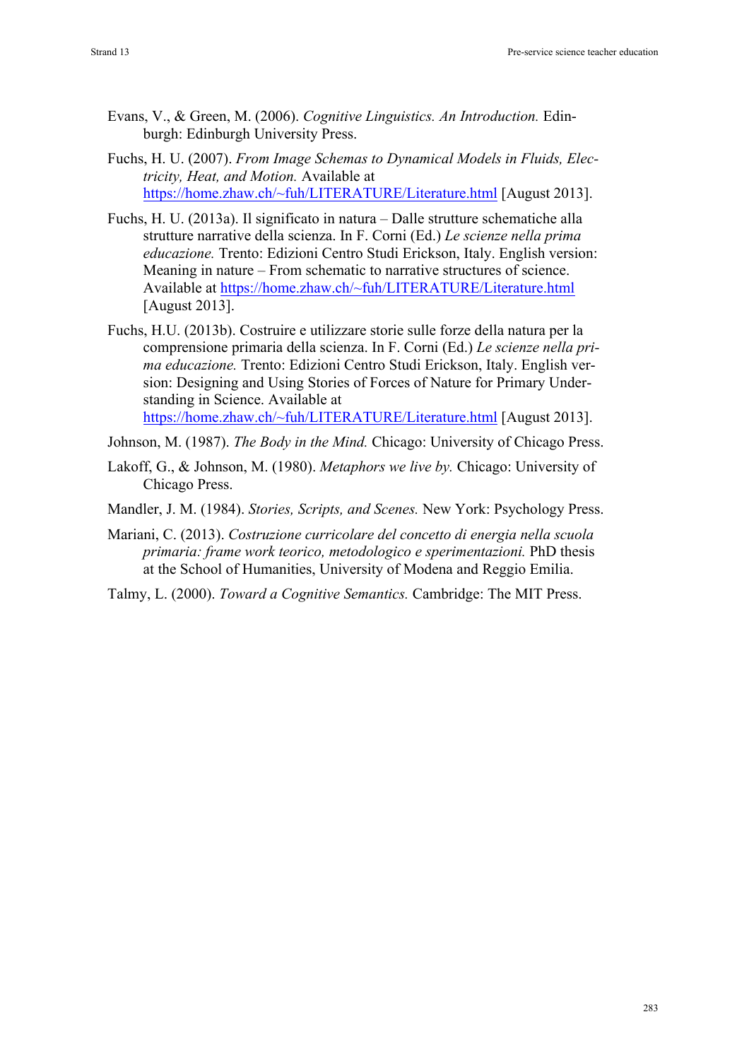Evans, V., & Green, M. (2006). *Cognitive Linguistics. An Introduction.* Edinburgh: Edinburgh University Press.

Fuchs, H. U. (2007). *From Image Schemas to Dynamical Models in Fluids, Electricity, Heat, and Motion.* Available at https://home.zhaw.ch/~fuh/LITERATURE/Literature.html [August 2013].

Fuchs, H. U. (2013a). Il significato in natura – Dalle strutture schematiche alla strutture narrative della scienza. In F. Corni (Ed.) *Le scienze nella prima educazione.* Trento: Edizioni Centro Studi Erickson, Italy. English version: Meaning in nature – From schematic to narrative structures of science. Available at https://home.zhaw.ch/~fuh/LITERATURE/Literature.html [August 2013].

Fuchs, H.U. (2013b). Costruire e utilizzare storie sulle forze della natura per la comprensione primaria della scienza. In F. Corni (Ed.) *Le scienze nella prima educazione.* Trento: Edizioni Centro Studi Erickson, Italy. English version: Designing and Using Stories of Forces of Nature for Primary Understanding in Science. Available at https://home.zhaw.ch/~fuh/LITERATURE/Literature.html [August 2013].

Johnson, M. (1987). *The Body in the Mind.* Chicago: University of Chicago Press.

Lakoff, G., & Johnson, M. (1980). *Metaphors we live by.* Chicago: University of Chicago Press.

Mandler, J. M. (1984). *Stories, Scripts, and Scenes.* New York: Psychology Press.

Mariani, C. (2013). *Costruzione curricolare del concetto di energia nella scuola primaria: frame work teorico, metodologico e sperimentazioni.* PhD thesis at the School of Humanities, University of Modena and Reggio Emilia.

Talmy, L. (2000). *Toward a Cognitive Semantics.* Cambridge: The MIT Press.